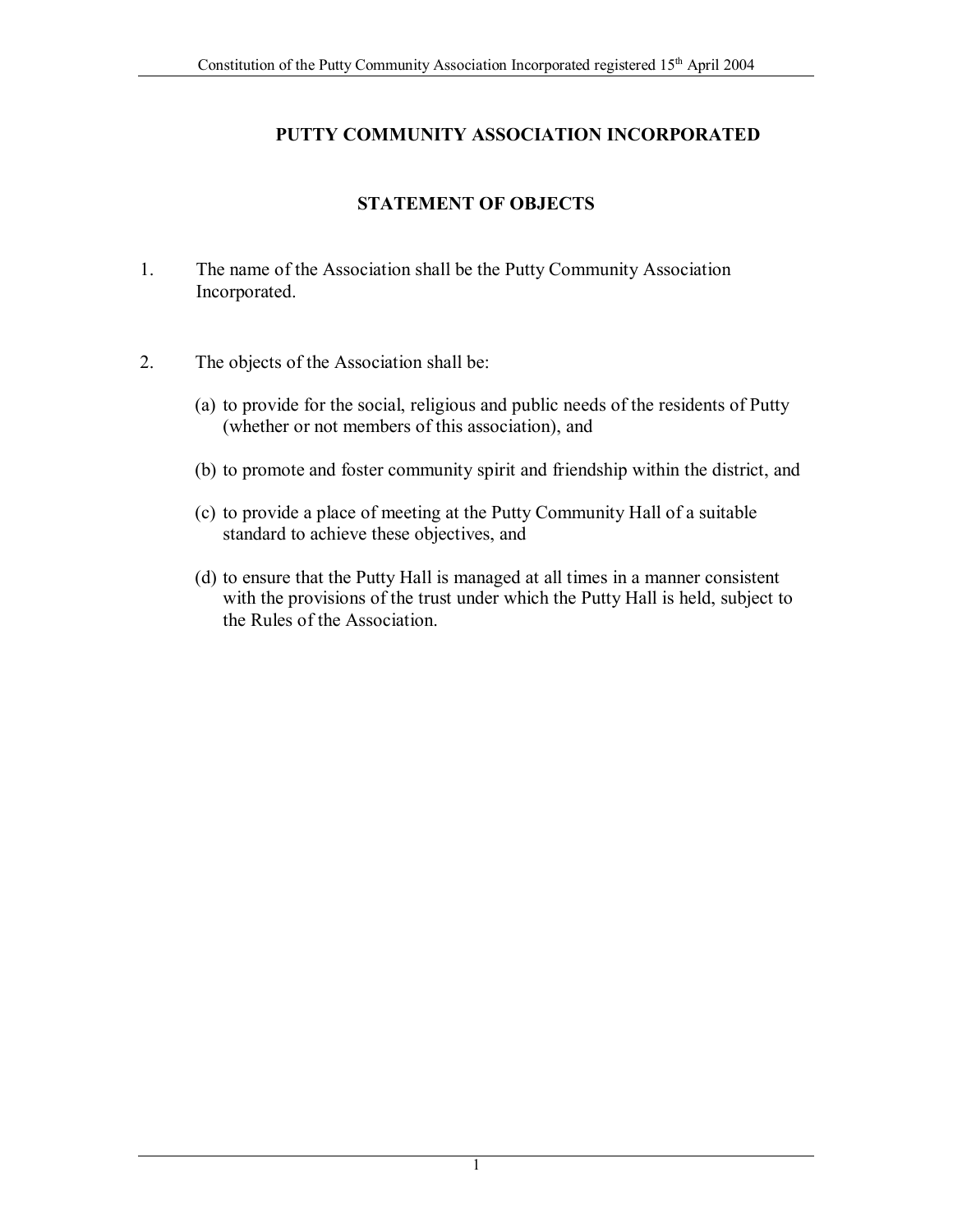# PUTTY COMMUNITY ASSOCIATION INCORPORATED

## STATEMENT OF OBJECTS

1. The name of the Association shall be the Putty Community Association Incorporated.

2. The objects of the Association shall be:

   (a) to provide for the social, religious and public needs of the residents of Putty (whether or not members of this association), and

   (b) to promote and foster community spirit and friendship within the district, and

   (c) to provide a place of meeting at the Putty Community Hall of a suitable standard to achieve these objectives, and

   (d) to ensure that the Putty Hall is managed at all times in a manner consistent with the provisions of the trust under which the Putty Hall is held, subject to the Rules of the Association.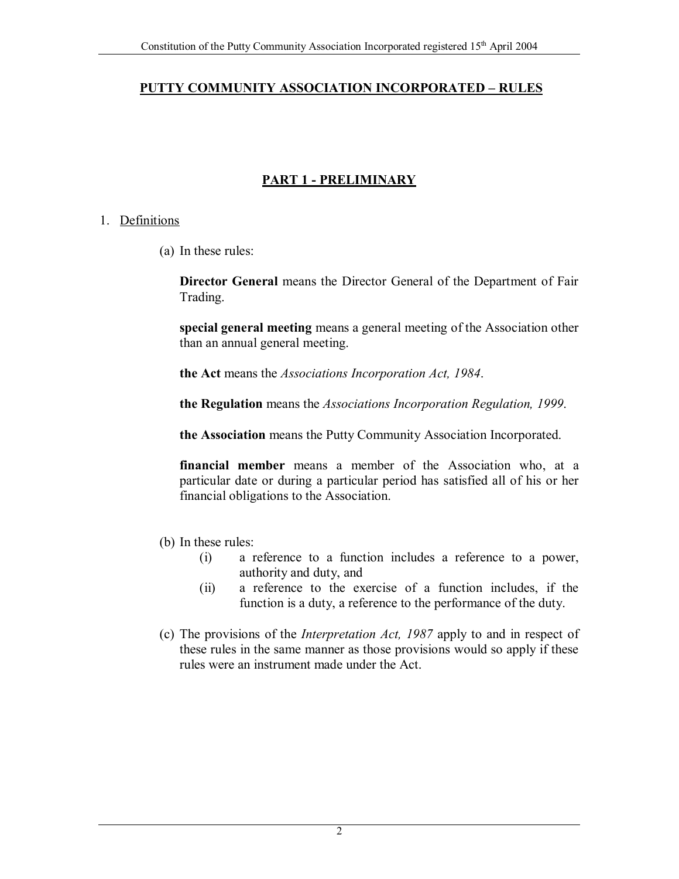## PUTTY COMMUNITY ASSOCIATION INCORPORATED – RULES

### PART 1 - PRELIMINARY

1. Definitions

   (a) In these rules:

   **Director General** means the Director General of the Department of Fair Trading.

   **special general meeting** means a general meeting of the Association other than an annual general meeting.

   **the Act** means the *Associations Incorporation Act, 1984*.

   **the Regulation** means the *Associations Incorporation Regulation, 1999*.

   **the Association** means the Putty Community Association Incorporated.

   **financial member** means a member of the Association who, at a particular date or during a particular period has satisfied all of his or her financial obligations to the Association.

   (b) In these rules:

   (i) a reference to a function includes a reference to a power, authority and duty, and

   (ii) a reference to the exercise of a function includes, if the function is a duty, a reference to the performance of the duty.

   (c) The provisions of the *Interpretation Act, 1987* apply to and in respect of these rules in the same manner as those provisions would so apply if these rules were an instrument made under the Act.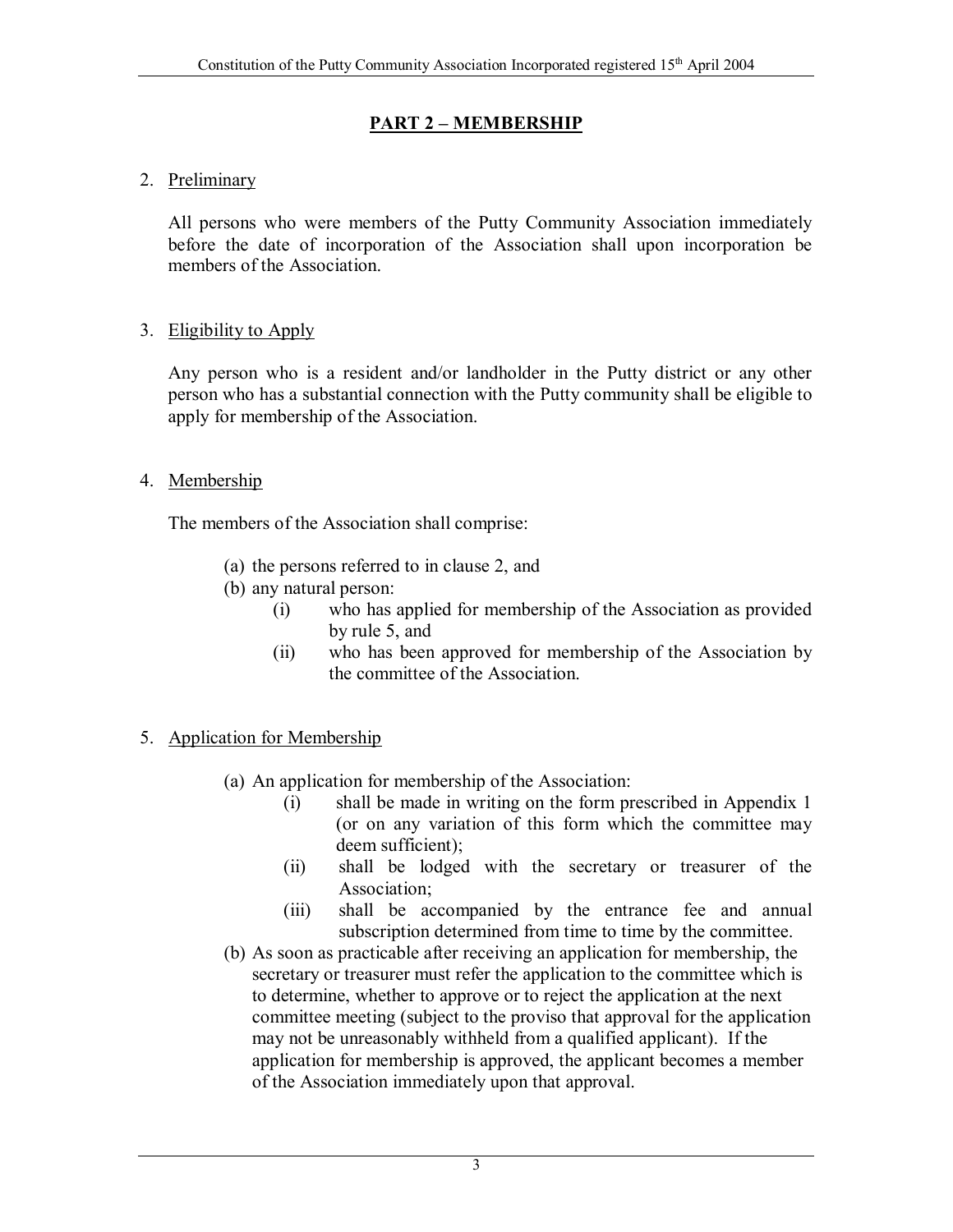## PART 2 – MEMBERSHIP

2. Preliminary

   All persons who were members of the Putty Community Association immediately before the date of incorporation of the Association shall upon incorporation be members of the Association.

3. Eligibility to Apply

   Any person who is a resident and/or landholder in the Putty district or any other person who has a substantial connection with the Putty community shall be eligible to apply for membership of the Association.

4. Membership

   The members of the Association shall comprise:

   (a) the persons referred to in clause 2, and
   (b) any natural person:
      (i) who has applied for membership of the Association as provided by rule 5, and
      (ii) who has been approved for membership of the Association by the committee of the Association.

5. Application for Membership

   (a) An application for membership of the Association:
      (i) shall be made in writing on the form prescribed in Appendix 1 (or on any variation of this form which the committee may deem sufficient);
      (ii) shall be lodged with the secretary or treasurer of the Association;
      (iii) shall be accompanied by the entrance fee and annual subscription determined from time to time by the committee.
   (b) As soon as practicable after receiving an application for membership, the secretary or treasurer must refer the application to the committee which is to determine, whether to approve or to reject the application at the next committee meeting (subject to the proviso that approval for the application may not be unreasonably withheld from a qualified applicant). If the application for membership is approved, the applicant becomes a member of the Association immediately upon that approval.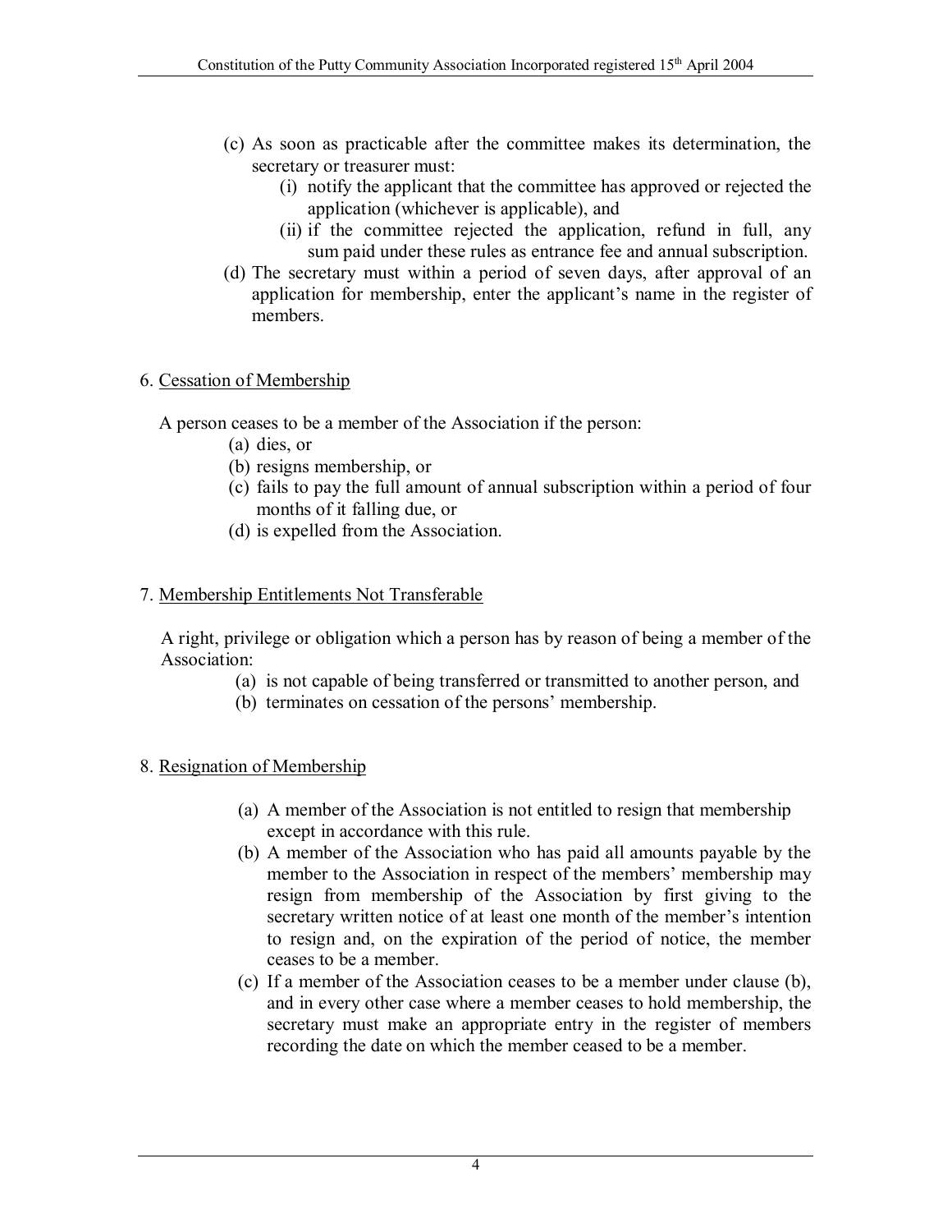(c) As soon as practicable after the committee makes its determination, the secretary or treasurer must:
   (i) notify the applicant that the committee has approved or rejected the application (whichever is applicable), and
   (ii) if the committee rejected the application, refund in full, any sum paid under these rules as entrance fee and annual subscription.

(d) The secretary must within a period of seven days, after approval of an application for membership, enter the applicant's name in the register of members.

6. Cessation of Membership

A person ceases to be a member of the Association if the person:

(a) dies, or
(b) resigns membership, or
(c) fails to pay the full amount of annual subscription within a period of four months of it falling due, or
(d) is expelled from the Association.

7. Membership Entitlements Not Transferable

A right, privilege or obligation which a person has by reason of being a member of the Association:

(a) is not capable of being transferred or transmitted to another person, and
(b) terminates on cessation of the persons' membership.

8. Resignation of Membership

(a) A member of the Association is not entitled to resign that membership except in accordance with this rule.
(b) A member of the Association who has paid all amounts payable by the member to the Association in respect of the members' membership may resign from membership of the Association by first giving to the secretary written notice of at least one month of the member's intention to resign and, on the expiration of the period of notice, the member ceases to be a member.
(c) If a member of the Association ceases to be a member under clause (b), and in every other case where a member ceases to hold membership, the secretary must make an appropriate entry in the register of members recording the date on which the member ceased to be a member.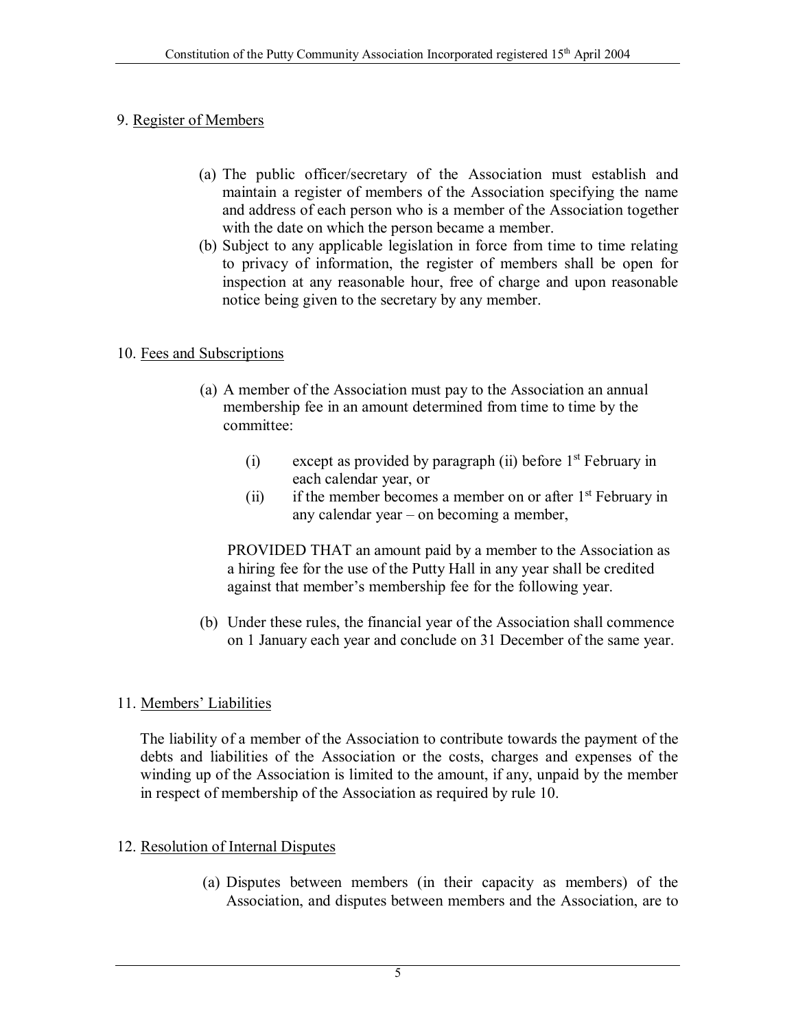9. Register of Members

(a) The public officer/secretary of the Association must establish and maintain a register of members of the Association specifying the name and address of each person who is a member of the Association together with the date on which the person became a member.

(b) Subject to any applicable legislation in force from time to time relating to privacy of information, the register of members shall be open for inspection at any reasonable hour, free of charge and upon reasonable notice being given to the secretary by any member.

10. Fees and Subscriptions

(a) A member of the Association must pay to the Association an annual membership fee in an amount determined from time to time by the committee:

   (i) except as provided by paragraph (ii) before 1st February in each calendar year, or

   (ii) if the member becomes a member on or after 1st February in any calendar year – on becoming a member,

   PROVIDED THAT an amount paid by a member to the Association as a hiring fee for the use of the Putty Hall in any year shall be credited against that member's membership fee for the following year.

(b) Under these rules, the financial year of the Association shall commence on 1 January each year and conclude on 31 December of the same year.

11. Members' Liabilities

The liability of a member of the Association to contribute towards the payment of the debts and liabilities of the Association or the costs, charges and expenses of the winding up of the Association is limited to the amount, if any, unpaid by the member in respect of membership of the Association as required by rule 10.

12. Resolution of Internal Disputes

(a) Disputes between members (in their capacity as members) of the Association, and disputes between members and the Association, are to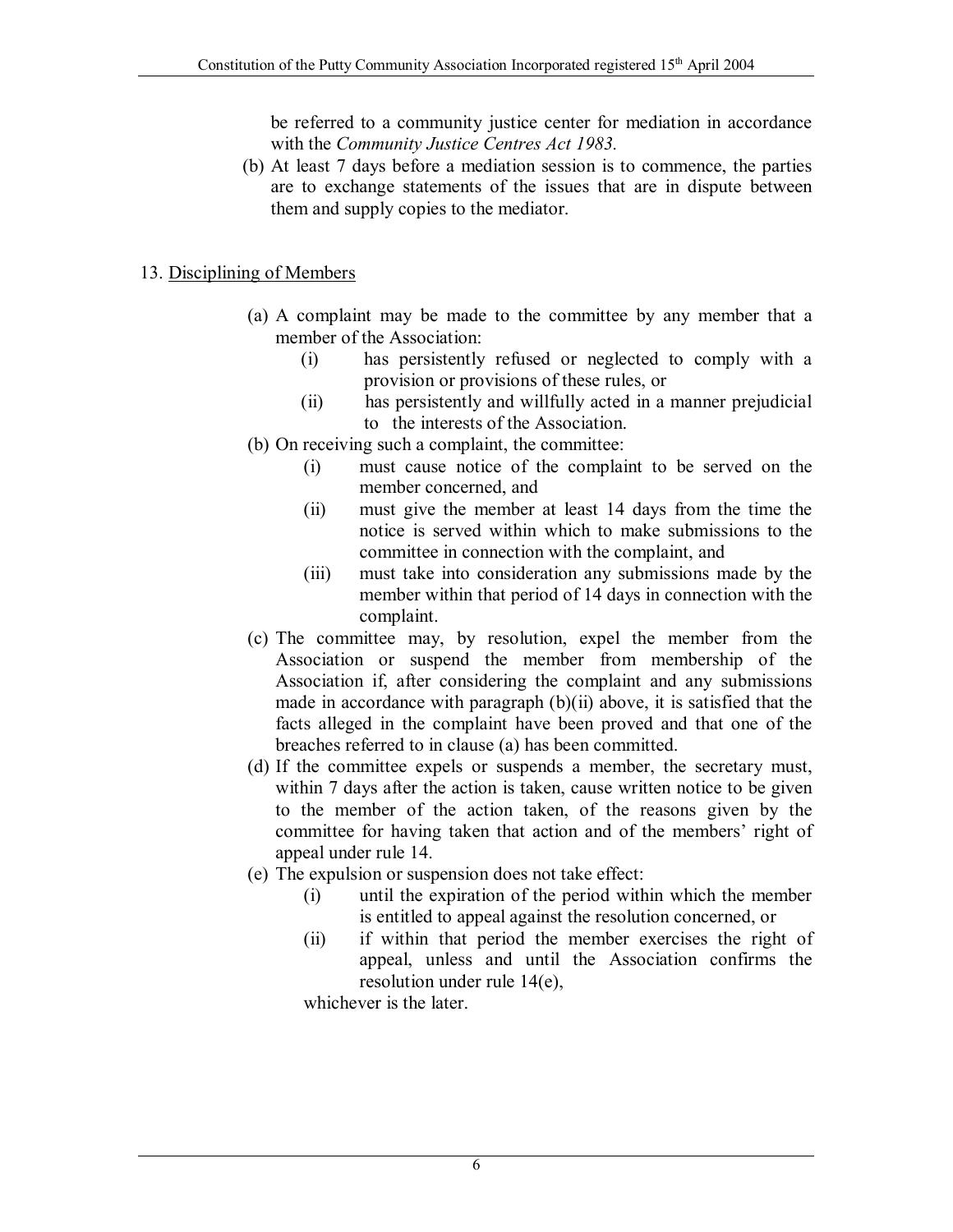be referred to a community justice center for mediation in accordance with the *Community Justice Centres Act 1983.*

(b) At least 7 days before a mediation session is to commence, the parties are to exchange statements of the issues that are in dispute between them and supply copies to the mediator.

13. Disciplining of Members

(a) A complaint may be made to the committee by any member that a member of the Association:
   (i) has persistently refused or neglected to comply with a provision or provisions of these rules, or
   (ii) has persistently and willfully acted in a manner prejudicial to the interests of the Association.

(b) On receiving such a complaint, the committee:
   (i) must cause notice of the complaint to be served on the member concerned, and
   (ii) must give the member at least 14 days from the time the notice is served within which to make submissions to the committee in connection with the complaint, and
   (iii) must take into consideration any submissions made by the member within that period of 14 days in connection with the complaint.

(c) The committee may, by resolution, expel the member from the Association or suspend the member from membership of the Association if, after considering the complaint and any submissions made in accordance with paragraph (b)(ii) above, it is satisfied that the facts alleged in the complaint have been proved and that one of the breaches referred to in clause (a) has been committed.

(d) If the committee expels or suspends a member, the secretary must, within 7 days after the action is taken, cause written notice to be given to the member of the action taken, of the reasons given by the committee for having taken that action and of the members' right of appeal under rule 14.

(e) The expulsion or suspension does not take effect:
   (i) until the expiration of the period within which the member is entitled to appeal against the resolution concerned, or
   (ii) if within that period the member exercises the right of appeal, unless and until the Association confirms the resolution under rule 14(e),

   whichever is the later.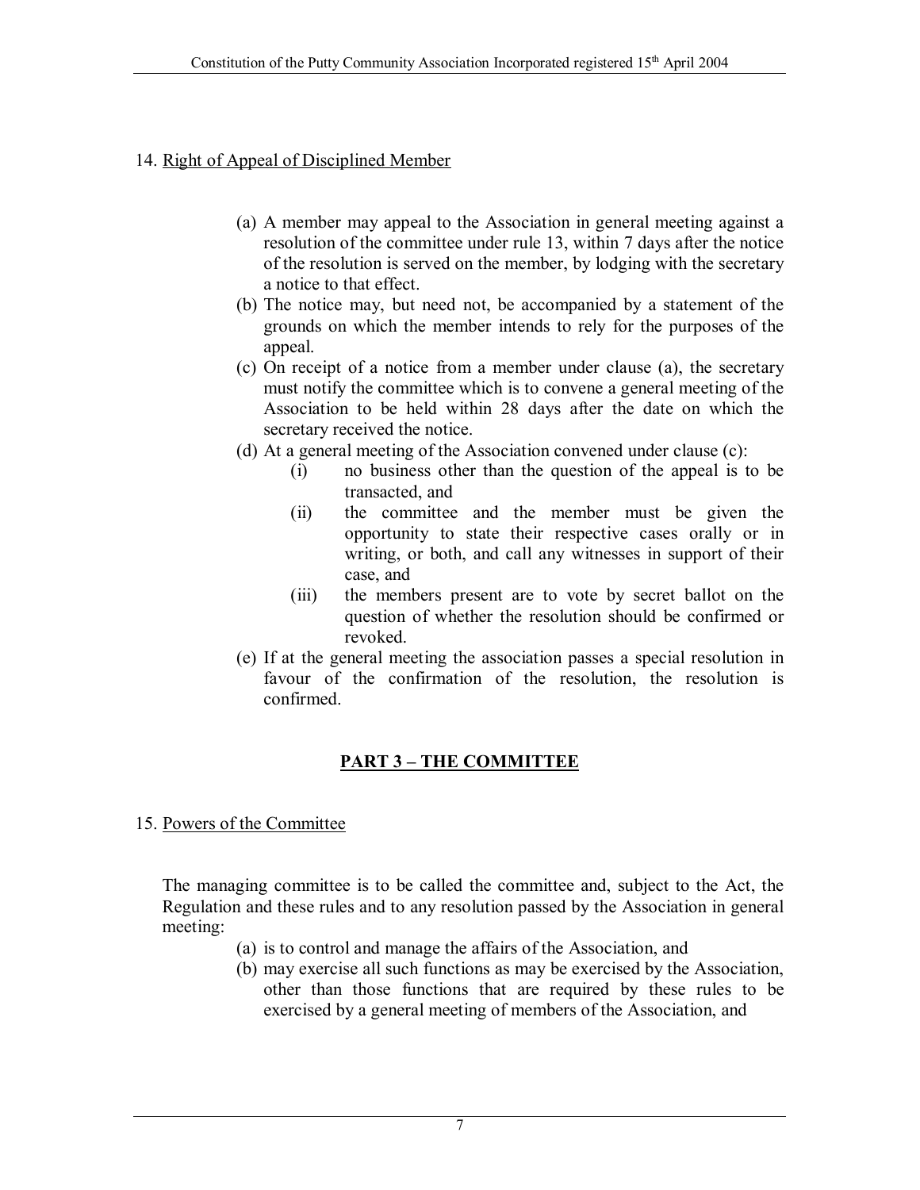14. Right of Appeal of Disciplined Member

(a) A member may appeal to the Association in general meeting against a resolution of the committee under rule 13, within 7 days after the notice of the resolution is served on the member, by lodging with the secretary a notice to that effect.

(b) The notice may, but need not, be accompanied by a statement of the grounds on which the member intends to rely for the purposes of the appeal.

(c) On receipt of a notice from a member under clause (a), the secretary must notify the committee which is to convene a general meeting of the Association to be held within 28 days after the date on which the secretary received the notice.

(d) At a general meeting of the Association convened under clause (c):
   (i) no business other than the question of the appeal is to be transacted, and
   (ii) the committee and the member must be given the opportunity to state their respective cases orally or in writing, or both, and call any witnesses in support of their case, and
   (iii) the members present are to vote by secret ballot on the question of whether the resolution should be confirmed or revoked.

(e) If at the general meeting the association passes a special resolution in favour of the confirmation of the resolution, the resolution is confirmed.

## PART 3 – THE COMMITTEE

15. Powers of the Committee

The managing committee is to be called the committee and, subject to the Act, the Regulation and these rules and to any resolution passed by the Association in general meeting:

(a) is to control and manage the affairs of the Association, and

(b) may exercise all such functions as may be exercised by the Association, other than those functions that are required by these rules to be exercised by a general meeting of members of the Association, and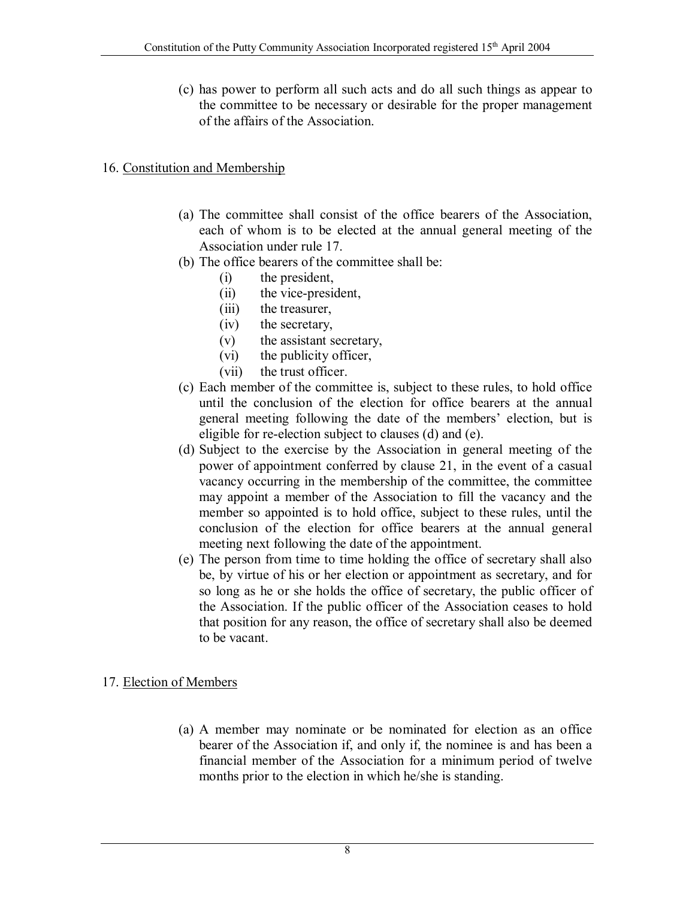(c) has power to perform all such acts and do all such things as appear to the committee to be necessary or desirable for the proper management of the affairs of the Association.

16. Constitution and Membership

(a) The committee shall consist of the office bearers of the Association, each of whom is to be elected at the annual general meeting of the Association under rule 17.

(b) The office bearers of the committee shall be:
   (i) the president,
   (ii) the vice-president,
   (iii) the treasurer,
   (iv) the secretary,
   (v) the assistant secretary,
   (vi) the publicity officer,
   (vii) the trust officer.

(c) Each member of the committee is, subject to these rules, to hold office until the conclusion of the election for office bearers at the annual general meeting following the date of the members' election, but is eligible for re-election subject to clauses (d) and (e).

(d) Subject to the exercise by the Association in general meeting of the power of appointment conferred by clause 21, in the event of a casual vacancy occurring in the membership of the committee, the committee may appoint a member of the Association to fill the vacancy and the member so appointed is to hold office, subject to these rules, until the conclusion of the election for office bearers at the annual general meeting next following the date of the appointment.

(e) The person from time to time holding the office of secretary shall also be, by virtue of his or her election or appointment as secretary, and for so long as he or she holds the office of secretary, the public officer of the Association. If the public officer of the Association ceases to hold that position for any reason, the office of secretary shall also be deemed to be vacant.

17. Election of Members

(a) A member may nominate or be nominated for election as an office bearer of the Association if, and only if, the nominee is and has been a financial member of the Association for a minimum period of twelve months prior to the election in which he/she is standing.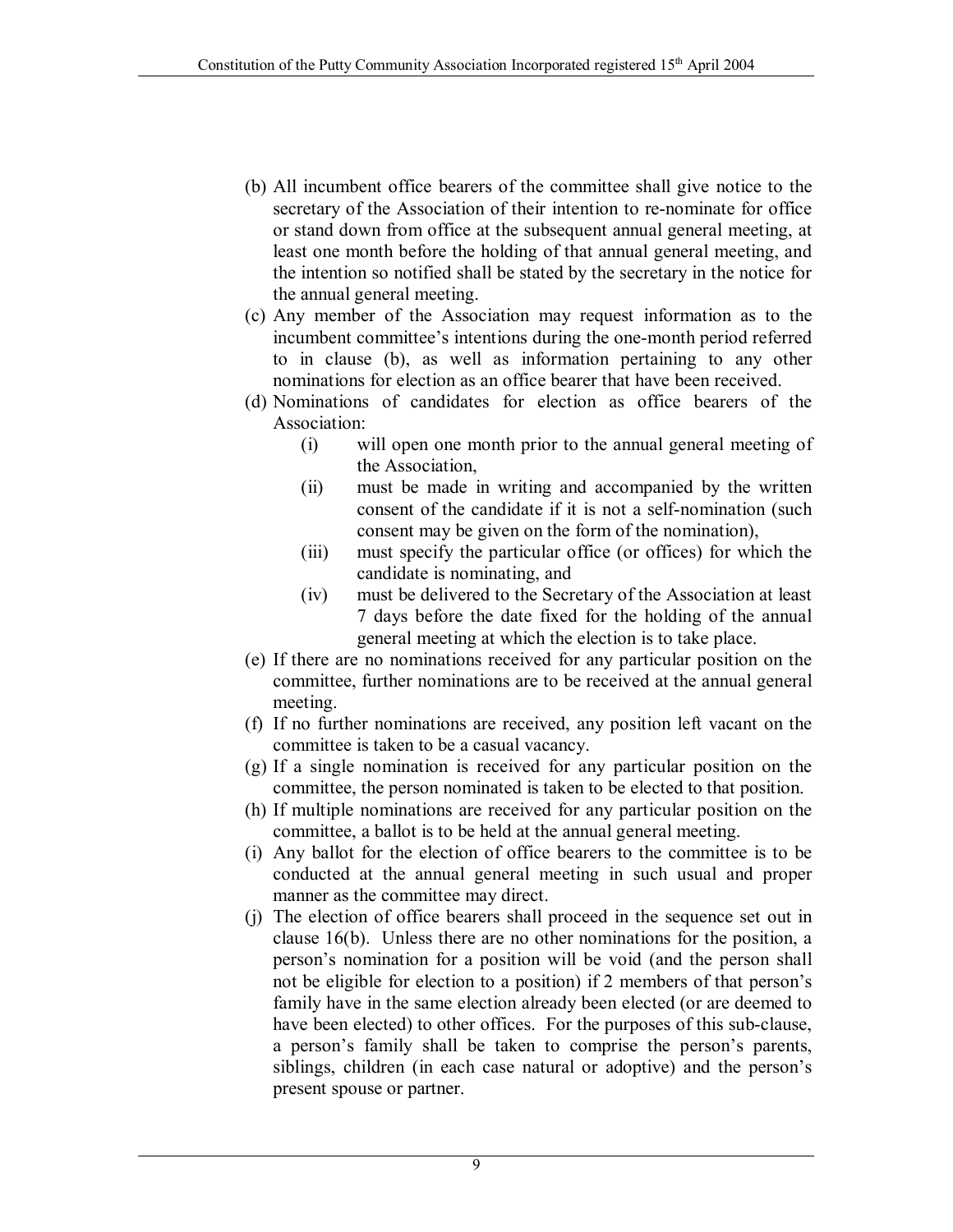(b) All incumbent office bearers of the committee shall give notice to the secretary of the Association of their intention to re-nominate for office or stand down from office at the subsequent annual general meeting, at least one month before the holding of that annual general meeting, and the intention so notified shall be stated by the secretary in the notice for the annual general meeting.

(c) Any member of the Association may request information as to the incumbent committee's intentions during the one-month period referred to in clause (b), as well as information pertaining to any other nominations for election as an office bearer that have been received.

(d) Nominations of candidates for election as office bearers of the Association:

   (i) will open one month prior to the annual general meeting of the Association,

   (ii) must be made in writing and accompanied by the written consent of the candidate if it is not a self-nomination (such consent may be given on the form of the nomination),

   (iii) must specify the particular office (or offices) for which the candidate is nominating, and

   (iv) must be delivered to the Secretary of the Association at least 7 days before the date fixed for the holding of the annual general meeting at which the election is to take place.

(e) If there are no nominations received for any particular position on the committee, further nominations are to be received at the annual general meeting.

(f) If no further nominations are received, any position left vacant on the committee is taken to be a casual vacancy.

(g) If a single nomination is received for any particular position on the committee, the person nominated is taken to be elected to that position.

(h) If multiple nominations are received for any particular position on the committee, a ballot is to be held at the annual general meeting.

(i) Any ballot for the election of office bearers to the committee is to be conducted at the annual general meeting in such usual and proper manner as the committee may direct.

(j) The election of office bearers shall proceed in the sequence set out in clause 16(b). Unless there are no other nominations for the position, a person's nomination for a position will be void (and the person shall not be eligible for election to a position) if 2 members of that person's family have in the same election already been elected (or are deemed to have been elected) to other offices. For the purposes of this sub-clause, a person's family shall be taken to comprise the person's parents, siblings, children (in each case natural or adoptive) and the person's present spouse or partner.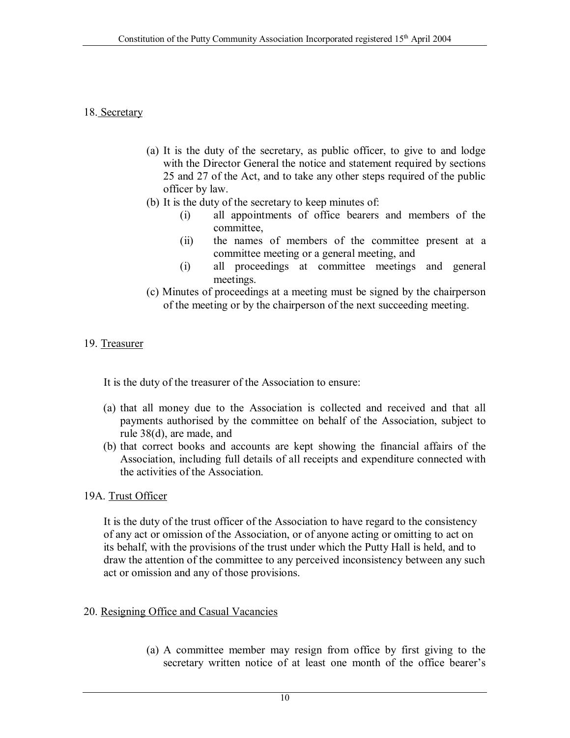18. Secretary

(a) It is the duty of the secretary, as public officer, to give to and lodge with the Director General the notice and statement required by sections 25 and 27 of the Act, and to take any other steps required of the public officer by law.

(b) It is the duty of the secretary to keep minutes of:
   - (i) all appointments of office bearers and members of the committee,
   - (ii) the names of members of the committee present at a committee meeting or a general meeting, and
   - (i) all proceedings at committee meetings and general meetings.

(c) Minutes of proceedings at a meeting must be signed by the chairperson of the meeting or by the chairperson of the next succeeding meeting.

19. Treasurer

It is the duty of the treasurer of the Association to ensure:

(a) that all money due to the Association is collected and received and that all payments authorised by the committee on behalf of the Association, subject to rule 38(d), are made, and

(b) that correct books and accounts are kept showing the financial affairs of the Association, including full details of all receipts and expenditure connected with the activities of the Association.

19A. Trust Officer

It is the duty of the trust officer of the Association to have regard to the consistency of any act or omission of the Association, or of anyone acting or omitting to act on its behalf, with the provisions of the trust under which the Putty Hall is held, and to draw the attention of the committee to any perceived inconsistency between any such act or omission and any of those provisions.

20. Resigning Office and Casual Vacancies

(a) A committee member may resign from office by first giving to the secretary written notice of at least one month of the office bearer's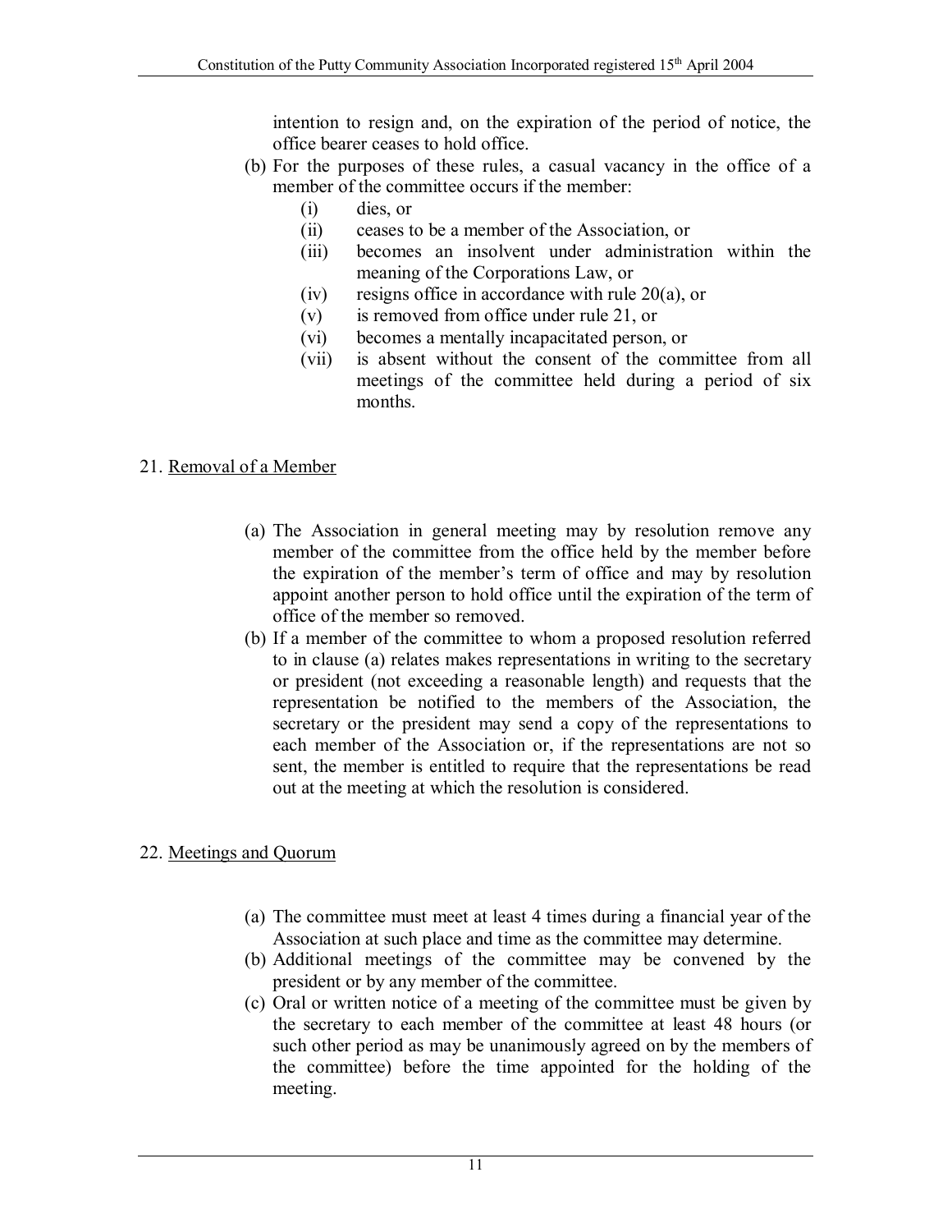intention to resign and, on the expiration of the period of notice, the office bearer ceases to hold office.

(b) For the purposes of these rules, a casual vacancy in the office of a member of the committee occurs if the member:
   (i) dies, or
   (ii) ceases to be a member of the Association, or
   (iii) becomes an insolvent under administration within the meaning of the Corporations Law, or
   (iv) resigns office in accordance with rule 20(a), or
   (v) is removed from office under rule 21, or
   (vi) becomes a mentally incapacitated person, or
   (vii) is absent without the consent of the committee from all meetings of the committee held during a period of six months.

## 21. Removal of a Member

(a) The Association in general meeting may by resolution remove any member of the committee from the office held by the member before the expiration of the member's term of office and may by resolution appoint another person to hold office until the expiration of the term of office of the member so removed.

(b) If a member of the committee to whom a proposed resolution referred to in clause (a) relates makes representations in writing to the secretary or president (not exceeding a reasonable length) and requests that the representation be notified to the members of the Association, the secretary or the president may send a copy of the representations to each member of the Association or, if the representations are not so sent, the member is entitled to require that the representations be read out at the meeting at which the resolution is considered.

## 22. Meetings and Quorum

(a) The committee must meet at least 4 times during a financial year of the Association at such place and time as the committee may determine.

(b) Additional meetings of the committee may be convened by the president or by any member of the committee.

(c) Oral or written notice of a meeting of the committee must be given by the secretary to each member of the committee at least 48 hours (or such other period as may be unanimously agreed on by the members of the committee) before the time appointed for the holding of the meeting.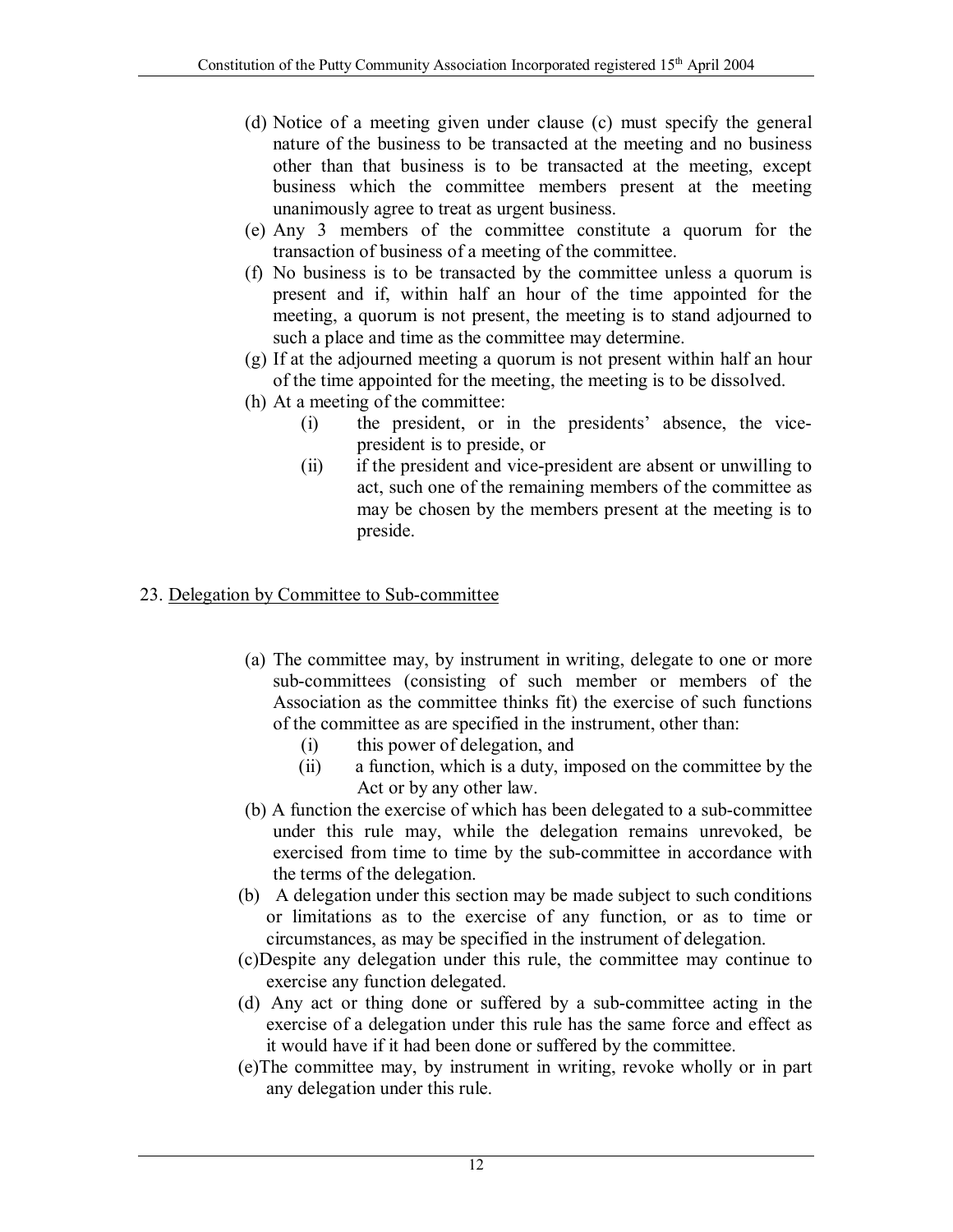(d) Notice of a meeting given under clause (c) must specify the general nature of the business to be transacted at the meeting and no business other than that business is to be transacted at the meeting, except business which the committee members present at the meeting unanimously agree to treat as urgent business.

(e) Any 3 members of the committee constitute a quorum for the transaction of business of a meeting of the committee.

(f) No business is to be transacted by the committee unless a quorum is present and if, within half an hour of the time appointed for the meeting, a quorum is not present, the meeting is to stand adjourned to such a place and time as the committee may determine.

(g) If at the adjourned meeting a quorum is not present within half an hour of the time appointed for the meeting, the meeting is to be dissolved.

(h) At a meeting of the committee:

   (i) the president, or in the presidents' absence, the vice-president is to preside, or

   (ii) if the president and vice-president are absent or unwilling to act, such one of the remaining members of the committee as may be chosen by the members present at the meeting is to preside.

23. Delegation by Committee to Sub-committee

(a) The committee may, by instrument in writing, delegate to one or more sub-committees (consisting of such member or members of the Association as the committee thinks fit) the exercise of such functions of the committee as are specified in the instrument, other than:

   (i) this power of delegation, and

   (ii) a function, which is a duty, imposed on the committee by the Act or by any other law.

(b) A function the exercise of which has been delegated to a sub-committee under this rule may, while the delegation remains unrevoked, be exercised from time to time by the sub-committee in accordance with the terms of the delegation.

(b) A delegation under this section may be made subject to such conditions or limitations as to the exercise of any function, or as to time or circumstances, as may be specified in the instrument of delegation.

(c) Despite any delegation under this rule, the committee may continue to exercise any function delegated.

(d) Any act or thing done or suffered by a sub-committee acting in the exercise of a delegation under this rule has the same force and effect as it would have if it had been done or suffered by the committee.

(e) The committee may, by instrument in writing, revoke wholly or in part any delegation under this rule.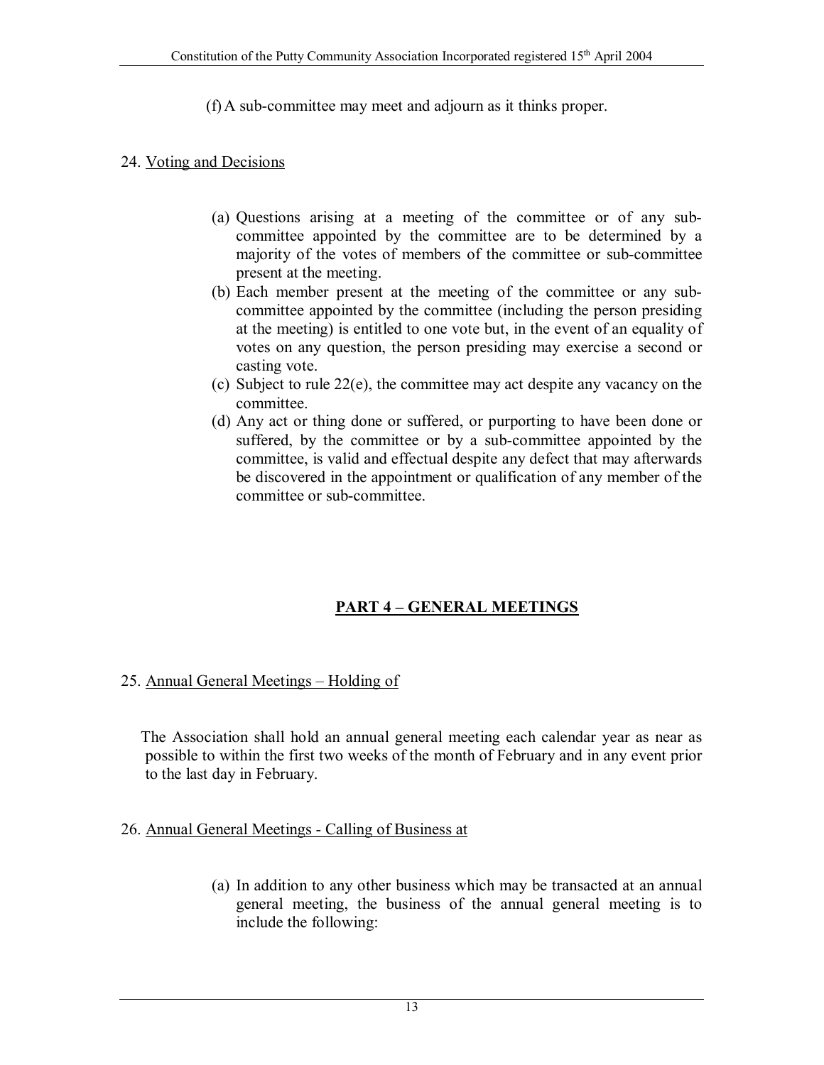(f) A sub-committee may meet and adjourn as it thinks proper.

24. Voting and Decisions

(a) Questions arising at a meeting of the committee or of any sub-committee appointed by the committee are to be determined by a majority of the votes of members of the committee or sub-committee present at the meeting.
(b) Each member present at the meeting of the committee or any sub-committee appointed by the committee (including the person presiding at the meeting) is entitled to one vote but, in the event of an equality of votes on any question, the person presiding may exercise a second or casting vote.
(c) Subject to rule 22(e), the committee may act despite any vacancy on the committee.
(d) Any act or thing done or suffered, or purporting to have been done or suffered, by the committee or by a sub-committee appointed by the committee, is valid and effectual despite any defect that may afterwards be discovered in the appointment or qualification of any member of the committee or sub-committee.

## PART 4 – GENERAL MEETINGS

25. Annual General Meetings – Holding of

The Association shall hold an annual general meeting each calendar year as near as possible to within the first two weeks of the month of February and in any event prior to the last day in February.

26. Annual General Meetings - Calling of Business at

(a) In addition to any other business which may be transacted at an annual general meeting, the business of the annual general meeting is to include the following: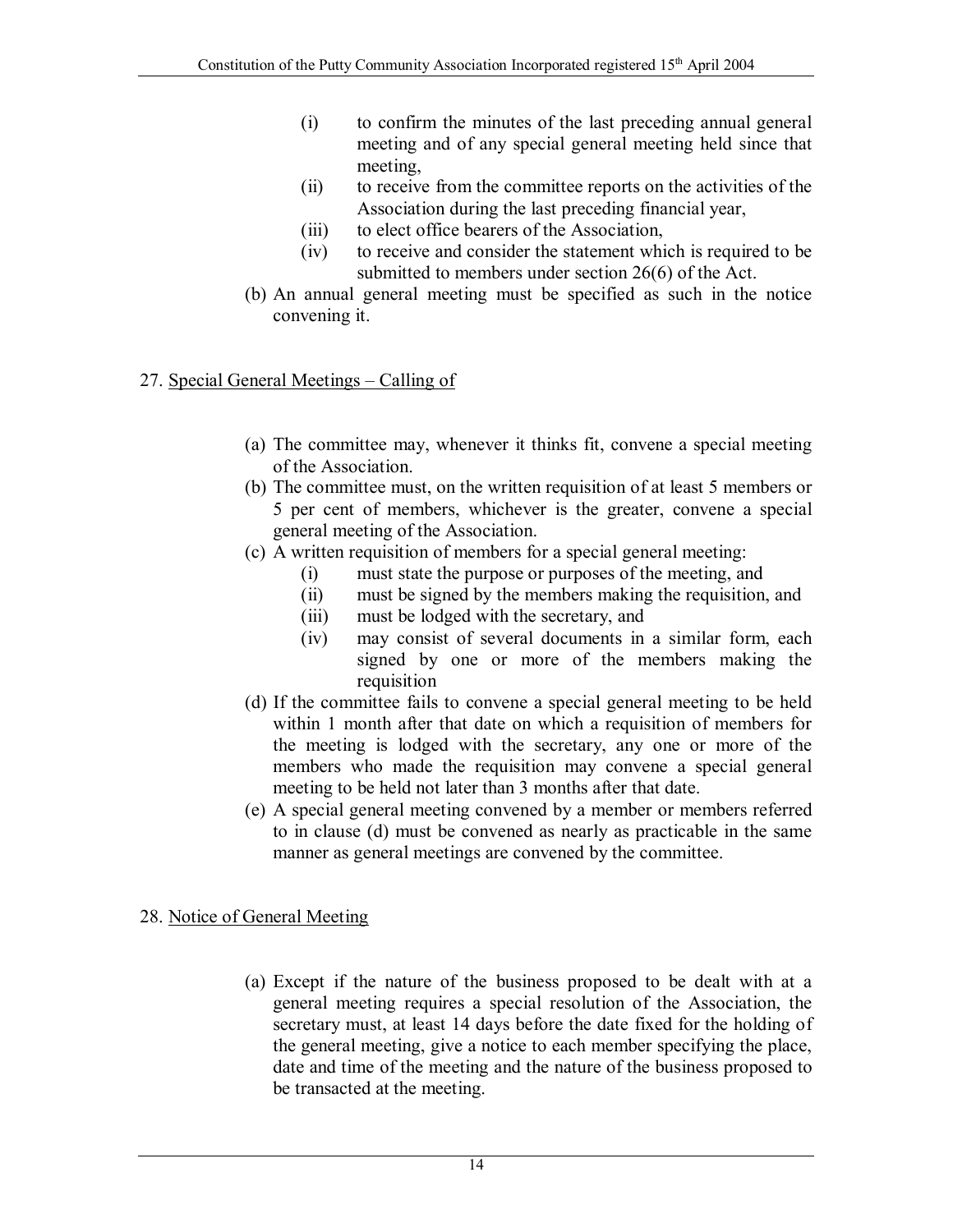(i) to confirm the minutes of the last preceding annual general meeting and of any special general meeting held since that meeting,
(ii) to receive from the committee reports on the activities of the Association during the last preceding financial year,
(iii) to elect office bearers of the Association,
(iv) to receive and consider the statement which is required to be submitted to members under section 26(6) of the Act.

(b) An annual general meeting must be specified as such in the notice convening it.

## 27. Special General Meetings – Calling of

(a) The committee may, whenever it thinks fit, convene a special meeting of the Association.

(b) The committee must, on the written requisition of at least 5 members or 5 per cent of members, whichever is the greater, convene a special general meeting of the Association.

(c) A written requisition of members for a special general meeting:

(i) must state the purpose or purposes of the meeting, and
(ii) must be signed by the members making the requisition, and
(iii) must be lodged with the secretary, and
(iv) may consist of several documents in a similar form, each signed by one or more of the members making the requisition

(d) If the committee fails to convene a special general meeting to be held within 1 month after that date on which a requisition of members for the meeting is lodged with the secretary, any one or more of the members who made the requisition may convene a special general meeting to be held not later than 3 months after that date.

(e) A special general meeting convened by a member or members referred to in clause (d) must be convened as nearly as practicable in the same manner as general meetings are convened by the committee.

## 28. Notice of General Meeting

(a) Except if the nature of the business proposed to be dealt with at a general meeting requires a special resolution of the Association, the secretary must, at least 14 days before the date fixed for the holding of the general meeting, give a notice to each member specifying the place, date and time of the meeting and the nature of the business proposed to be transacted at the meeting.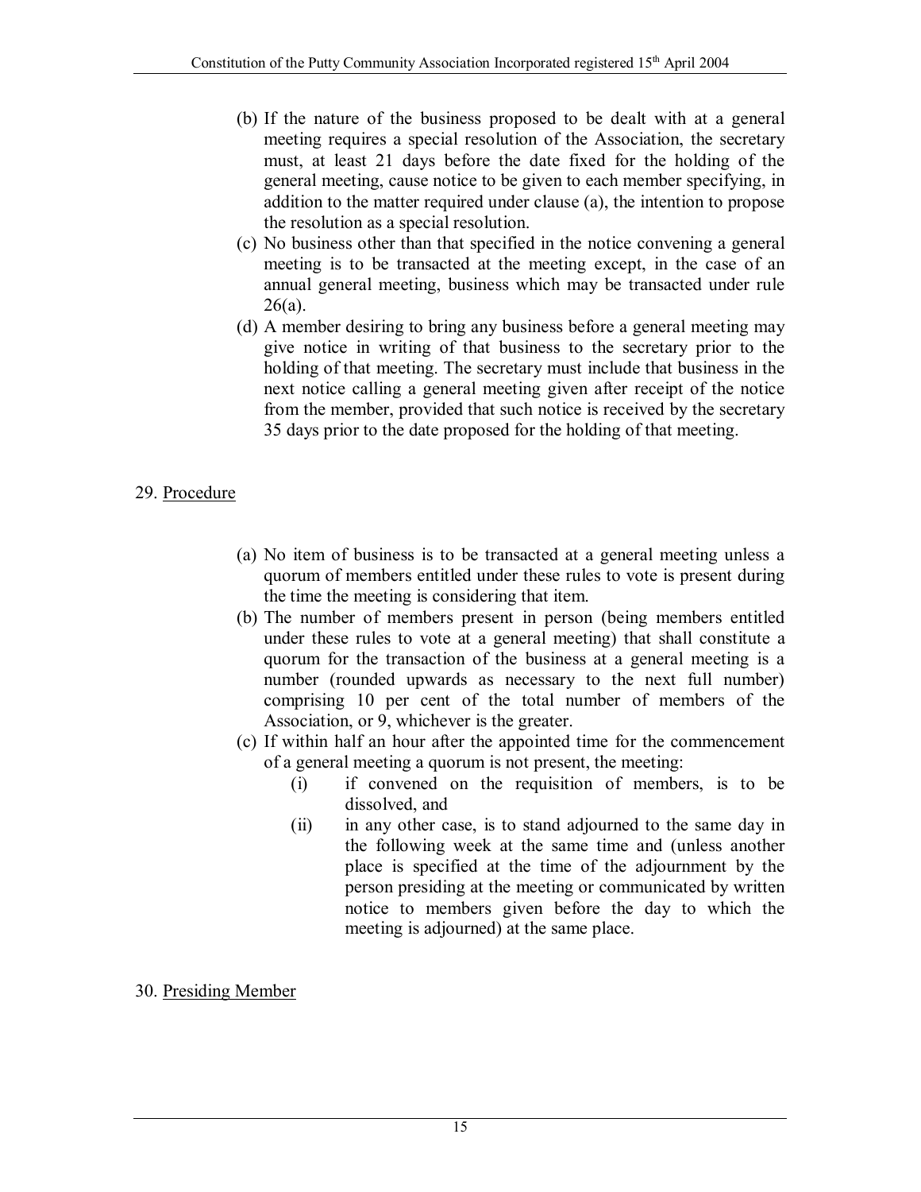(b) If the nature of the business proposed to be dealt with at a general meeting requires a special resolution of the Association, the secretary must, at least 21 days before the date fixed for the holding of the general meeting, cause notice to be given to each member specifying, in addition to the matter required under clause (a), the intention to propose the resolution as a special resolution.

(c) No business other than that specified in the notice convening a general meeting is to be transacted at the meeting except, in the case of an annual general meeting, business which may be transacted under rule 26(a).

(d) A member desiring to bring any business before a general meeting may give notice in writing of that business to the secretary prior to the holding of that meeting. The secretary must include that business in the next notice calling a general meeting given after receipt of the notice from the member, provided that such notice is received by the secretary 35 days prior to the date proposed for the holding of that meeting.

29. <u>Procedure</u>

(a) No item of business is to be transacted at a general meeting unless a quorum of members entitled under these rules to vote is present during the time the meeting is considering that item.

(b) The number of members present in person (being members entitled under these rules to vote at a general meeting) that shall constitute a quorum for the transaction of the business at a general meeting is a number (rounded upwards as necessary to the next full number) comprising 10 per cent of the total number of members of the Association, or 9, whichever is the greater.

(c) If within half an hour after the appointed time for the commencement of a general meeting a quorum is not present, the meeting:

   (i) if convened on the requisition of members, is to be dissolved, and

   (ii) in any other case, is to stand adjourned to the same day in the following week at the same time and (unless another place is specified at the time of the adjournment by the person presiding at the meeting or communicated by written notice to members given before the day to which the meeting is adjourned) at the same place.

30. <u>Presiding Member</u>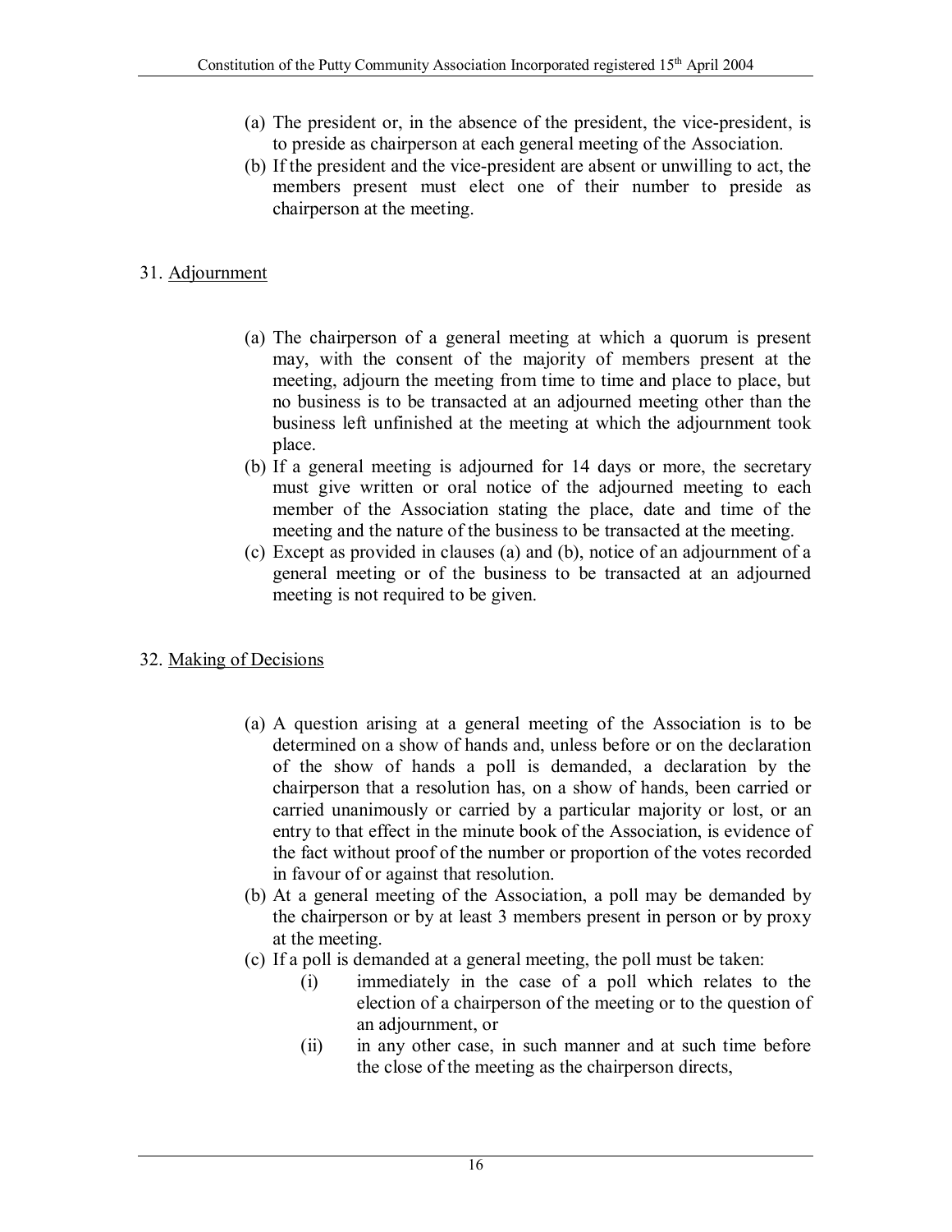(a) The president or, in the absence of the president, the vice-president, is to preside as chairperson at each general meeting of the Association.
(b) If the president and the vice-president are absent or unwilling to act, the members present must elect one of their number to preside as chairperson at the meeting.

31. Adjournment

(a) The chairperson of a general meeting at which a quorum is present may, with the consent of the majority of members present at the meeting, adjourn the meeting from time to time and place to place, but no business is to be transacted at an adjourned meeting other than the business left unfinished at the meeting at which the adjournment took place.
(b) If a general meeting is adjourned for 14 days or more, the secretary must give written or oral notice of the adjourned meeting to each member of the Association stating the place, date and time of the meeting and the nature of the business to be transacted at the meeting.
(c) Except as provided in clauses (a) and (b), notice of an adjournment of a general meeting or of the business to be transacted at an adjourned meeting is not required to be given.

32. Making of Decisions

(a) A question arising at a general meeting of the Association is to be determined on a show of hands and, unless before or on the declaration of the show of hands a poll is demanded, a declaration by the chairperson that a resolution has, on a show of hands, been carried or carried unanimously or carried by a particular majority or lost, or an entry to that effect in the minute book of the Association, is evidence of the fact without proof of the number or proportion of the votes recorded in favour of or against that resolution.
(b) At a general meeting of the Association, a poll may be demanded by the chairperson or by at least 3 members present in person or by proxy at the meeting.
(c) If a poll is demanded at a general meeting, the poll must be taken:
    (i) immediately in the case of a poll which relates to the election of a chairperson of the meeting or to the question of an adjournment, or
    (ii) in any other case, in such manner and at such time before the close of the meeting as the chairperson directs,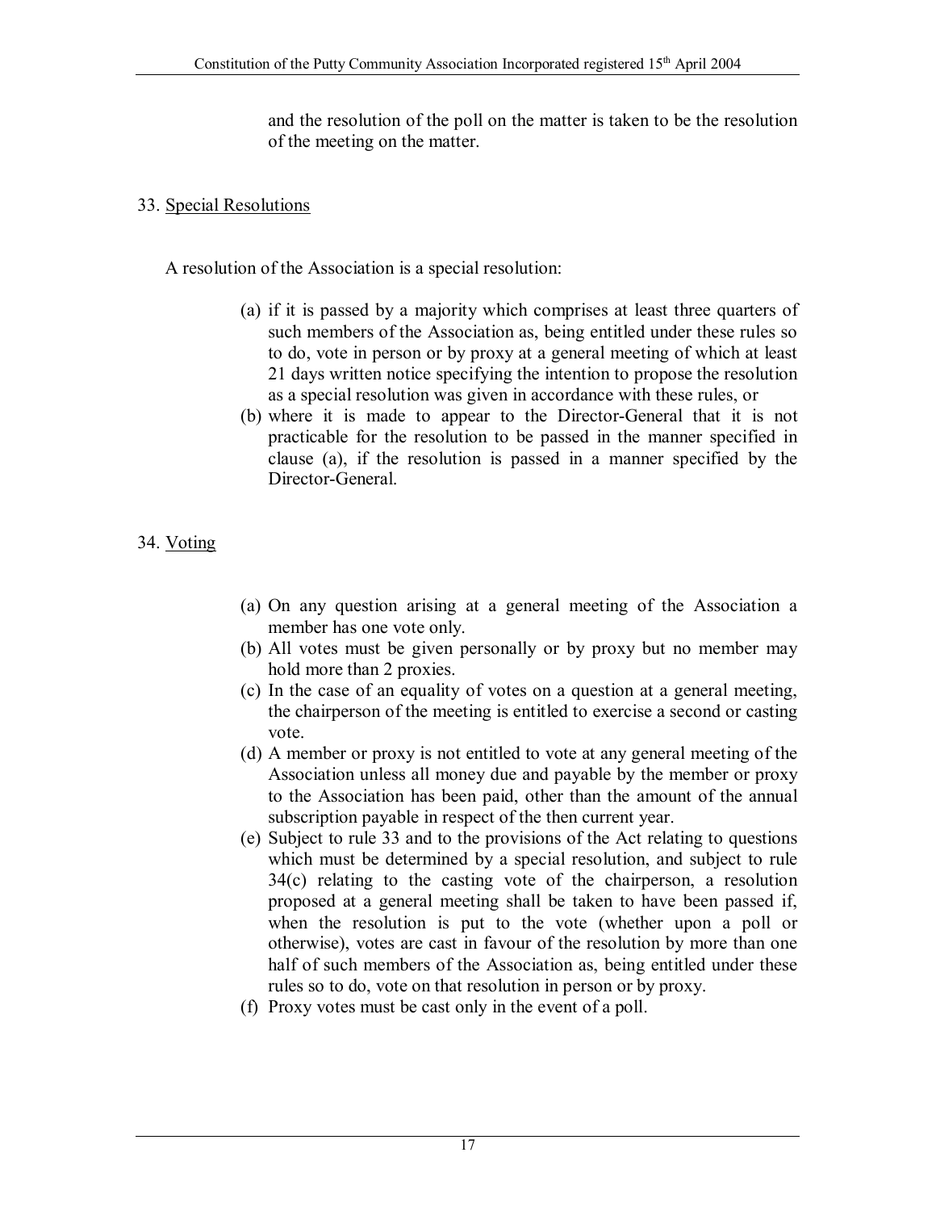and the resolution of the poll on the matter is taken to be the resolution of the meeting on the matter.

## 33. Special Resolutions

A resolution of the Association is a special resolution:

(a) if it is passed by a majority which comprises at least three quarters of such members of the Association as, being entitled under these rules so to do, vote in person or by proxy at a general meeting of which at least 21 days written notice specifying the intention to propose the resolution as a special resolution was given in accordance with these rules, or
(b) where it is made to appear to the Director-General that it is not practicable for the resolution to be passed in the manner specified in clause (a), if the resolution is passed in a manner specified by the Director-General.

## 34. Voting

(a) On any question arising at a general meeting of the Association a member has one vote only.
(b) All votes must be given personally or by proxy but no member may hold more than 2 proxies.
(c) In the case of an equality of votes on a question at a general meeting, the chairperson of the meeting is entitled to exercise a second or casting vote.
(d) A member or proxy is not entitled to vote at any general meeting of the Association unless all money due and payable by the member or proxy to the Association has been paid, other than the amount of the annual subscription payable in respect of the then current year.
(e) Subject to rule 33 and to the provisions of the Act relating to questions which must be determined by a special resolution, and subject to rule 34(c) relating to the casting vote of the chairperson, a resolution proposed at a general meeting shall be taken to have been passed if, when the resolution is put to the vote (whether upon a poll or otherwise), votes are cast in favour of the resolution by more than one half of such members of the Association as, being entitled under these rules so to do, vote on that resolution in person or by proxy.
(f) Proxy votes must be cast only in the event of a poll.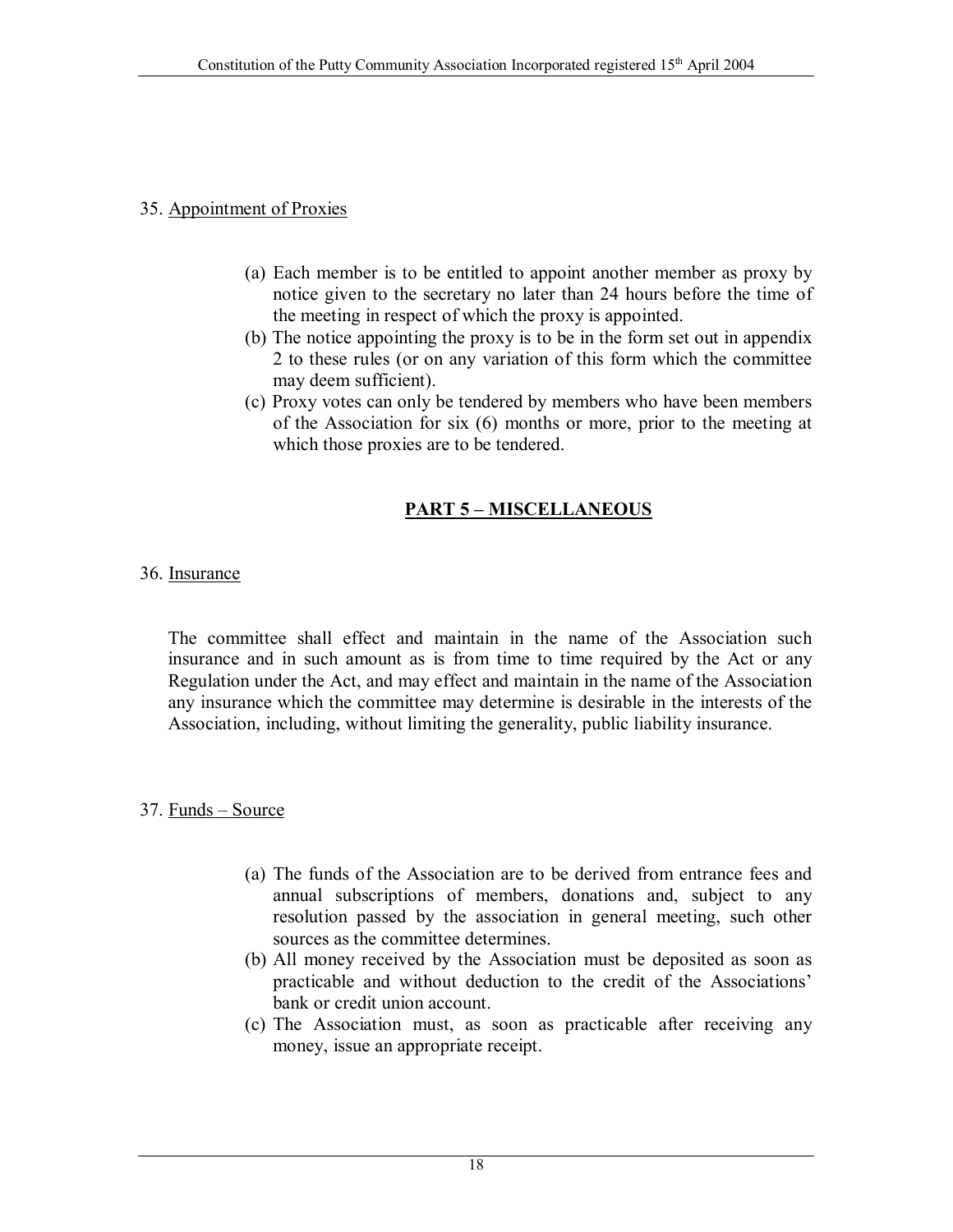35. <u>Appointment of Proxies</u>

(a) Each member is to be entitled to appoint another member as proxy by notice given to the secretary no later than 24 hours before the time of the meeting in respect of which the proxy is appointed.
(b) The notice appointing the proxy is to be in the form set out in appendix 2 to these rules (or on any variation of this form which the committee may deem sufficient).
(c) Proxy votes can only be tendered by members who have been members of the Association for six (6) months or more, prior to the meeting at which those proxies are to be tendered.

## PART 5 – MISCELLANEOUS

36. <u>Insurance</u>

The committee shall effect and maintain in the name of the Association such insurance and in such amount as is from time to time required by the Act or any Regulation under the Act, and may effect and maintain in the name of the Association any insurance which the committee may determine is desirable in the interests of the Association, including, without limiting the generality, public liability insurance.

37. <u>Funds – Source</u>

(a) The funds of the Association are to be derived from entrance fees and annual subscriptions of members, donations and, subject to any resolution passed by the association in general meeting, such other sources as the committee determines.
(b) All money received by the Association must be deposited as soon as practicable and without deduction to the credit of the Associations' bank or credit union account.
(c) The Association must, as soon as practicable after receiving any money, issue an appropriate receipt.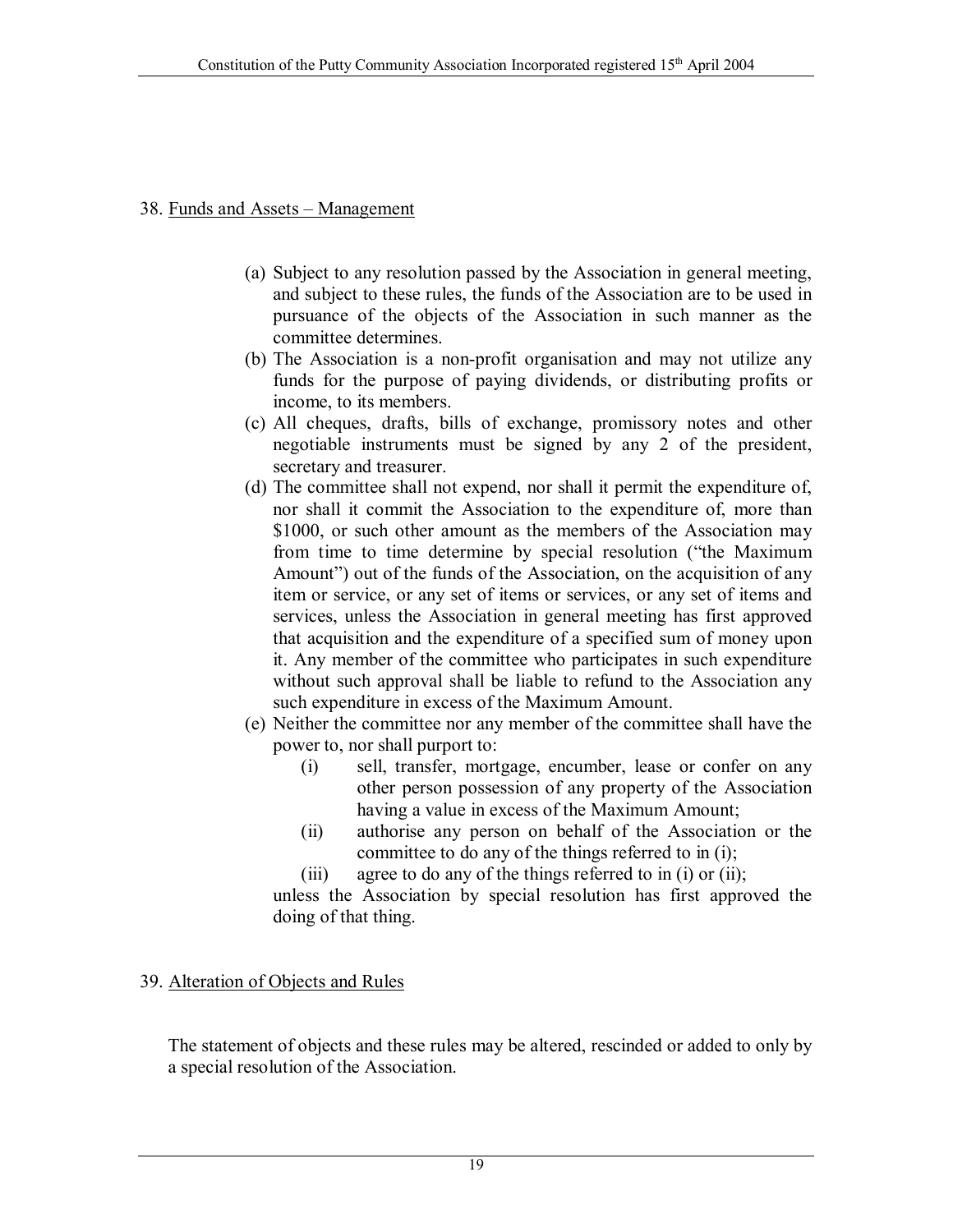## 38. Funds and Assets – Management

(a) Subject to any resolution passed by the Association in general meeting, and subject to these rules, the funds of the Association are to be used in pursuance of the objects of the Association in such manner as the committee determines.

(b) The Association is a non-profit organisation and may not utilize any funds for the purpose of paying dividends, or distributing profits or income, to its members.

(c) All cheques, drafts, bills of exchange, promissory notes and other negotiable instruments must be signed by any 2 of the president, secretary and treasurer.

(d) The committee shall not expend, nor shall it permit the expenditure of, nor shall it commit the Association to the expenditure of, more than $1000, or such other amount as the members of the Association may from time to time determine by special resolution ("the Maximum Amount") out of the funds of the Association, on the acquisition of any item or service, or any set of items or services, or any set of items and services, unless the Association in general meeting has first approved that acquisition and the expenditure of a specified sum of money upon it. Any member of the committee who participates in such expenditure without such approval shall be liable to refund to the Association any such expenditure in excess of the Maximum Amount.

(e) Neither the committee nor any member of the committee shall have the power to, nor shall purport to:

   (i) sell, transfer, mortgage, encumber, lease or confer on any other person possession of any property of the Association having a value in excess of the Maximum Amount;

   (ii) authorise any person on behalf of the Association or the committee to do any of the things referred to in (i);

   (iii) agree to do any of the things referred to in (i) or (ii);

   unless the Association by special resolution has first approved the doing of that thing.

## 39. Alteration of Objects and Rules

The statement of objects and these rules may be altered, rescinded or added to only by a special resolution of the Association.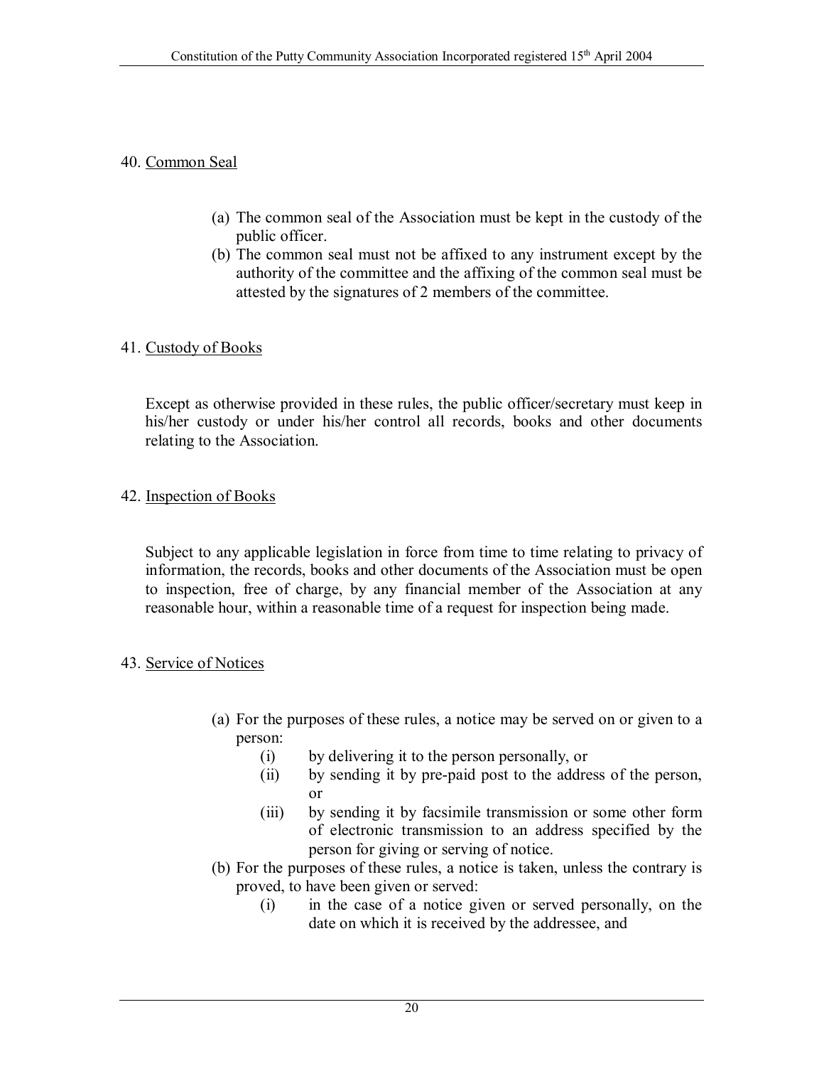## 40. Common Seal

(a) The common seal of the Association must be kept in the custody of the public officer.

(b) The common seal must not be affixed to any instrument except by the authority of the committee and the affixing of the common seal must be attested by the signatures of 2 members of the committee.

## 41. Custody of Books

Except as otherwise provided in these rules, the public officer/secretary must keep in his/her custody or under his/her control all records, books and other documents relating to the Association.

## 42. Inspection of Books

Subject to any applicable legislation in force from time to time relating to privacy of information, the records, books and other documents of the Association must be open to inspection, free of charge, by any financial member of the Association at any reasonable hour, within a reasonable time of a request for inspection being made.

## 43. Service of Notices

(a) For the purposes of these rules, a notice may be served on or given to a person:

- (i) by delivering it to the person personally, or
- (ii) by sending it by pre-paid post to the address of the person, or
- (iii) by sending it by facsimile transmission or some other form of electronic transmission to an address specified by the person for giving or serving of notice.

(b) For the purposes of these rules, a notice is taken, unless the contrary is proved, to have been given or served:

- (i) in the case of a notice given or served personally, on the date on which it is received by the addressee, and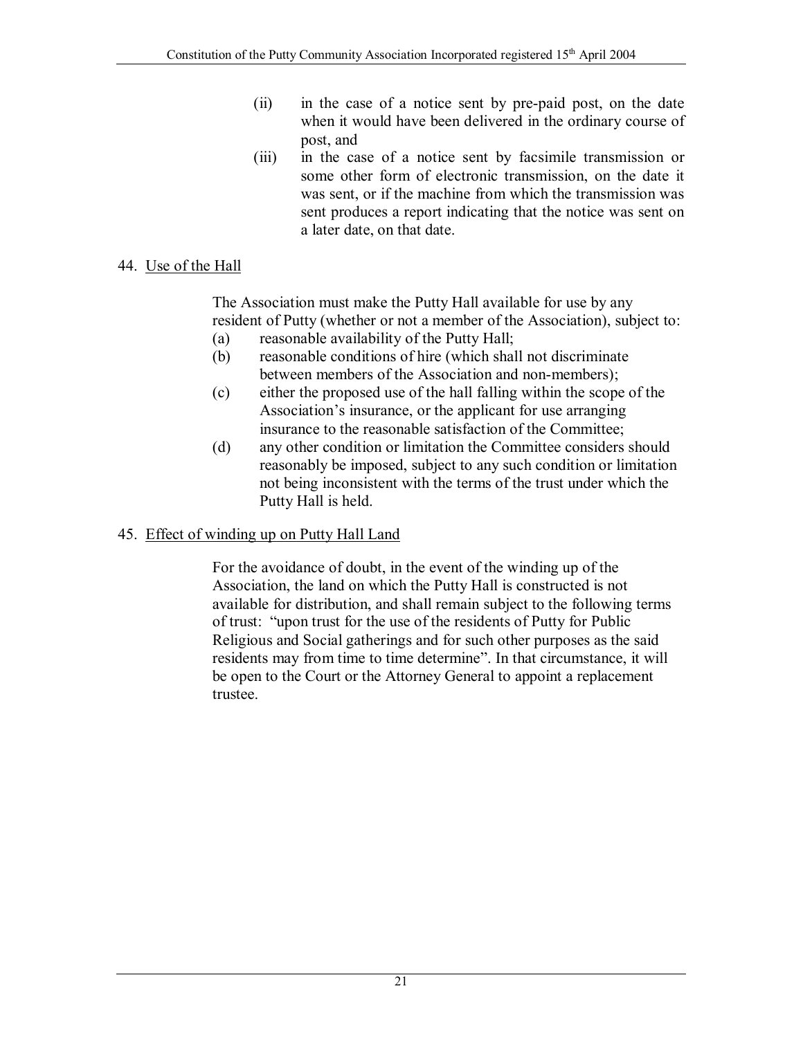(ii) in the case of a notice sent by pre-paid post, on the date when it would have been delivered in the ordinary course of post, and

(iii) in the case of a notice sent by facsimile transmission or some other form of electronic transmission, on the date it was sent, or if the machine from which the transmission was sent produces a report indicating that the notice was sent on a later date, on that date.

## 44. Use of the Hall

The Association must make the Putty Hall available for use by any resident of Putty (whether or not a member of the Association), subject to:

(a) reasonable availability of the Putty Hall;

(b) reasonable conditions of hire (which shall not discriminate between members of the Association and non-members);

(c) either the proposed use of the hall falling within the scope of the Association's insurance, or the applicant for use arranging insurance to the reasonable satisfaction of the Committee;

(d) any other condition or limitation the Committee considers should reasonably be imposed, subject to any such condition or limitation not being inconsistent with the terms of the trust under which the Putty Hall is held.

## 45. Effect of winding up on Putty Hall Land

For the avoidance of doubt, in the event of the winding up of the Association, the land on which the Putty Hall is constructed is not available for distribution, and shall remain subject to the following terms of trust: "upon trust for the use of the residents of Putty for Public Religious and Social gatherings and for such other purposes as the said residents may from time to time determine". In that circumstance, it will be open to the Court or the Attorney General to appoint a replacement trustee.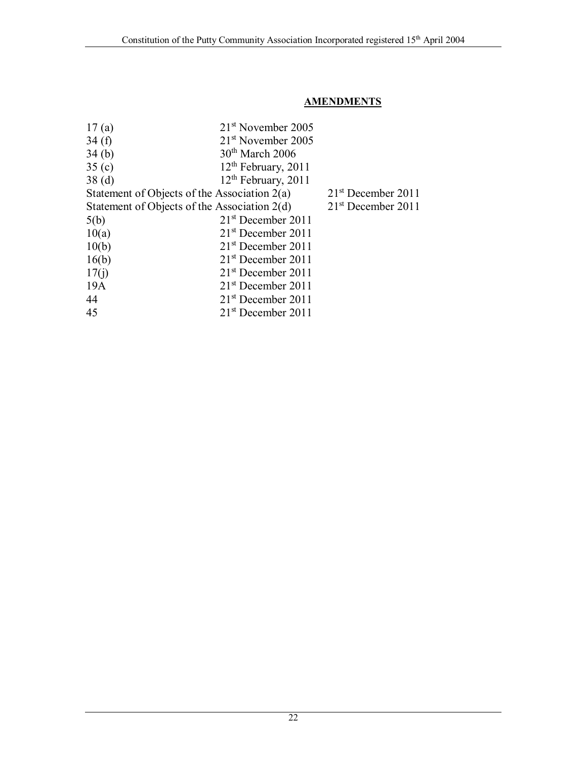## AMENDMENTS

| | |
|---|---|
| 17 (a) | 21st November 2005 |
| 34 (f) | 21st November 2005 |
| 34 (b) | 30th March 2006 |
| 35 (c) | 12th February, 2011 |
| 38 (d) | 12th February, 2011 |
| Statement of Objects of the Association 2(a) | 21st December 2011 |
| Statement of Objects of the Association 2(d) | 21st December 2011 |
| 5(b) | 21st December 2011 |
| 10(a) | 21st December 2011 |
| 10(b) | 21st December 2011 |
| 16(b) | 21st December 2011 |
| 17(j) | 21st December 2011 |
| 19A | 21st December 2011 |
| 44 | 21st December 2011 |
| 45 | 21st December 2011 |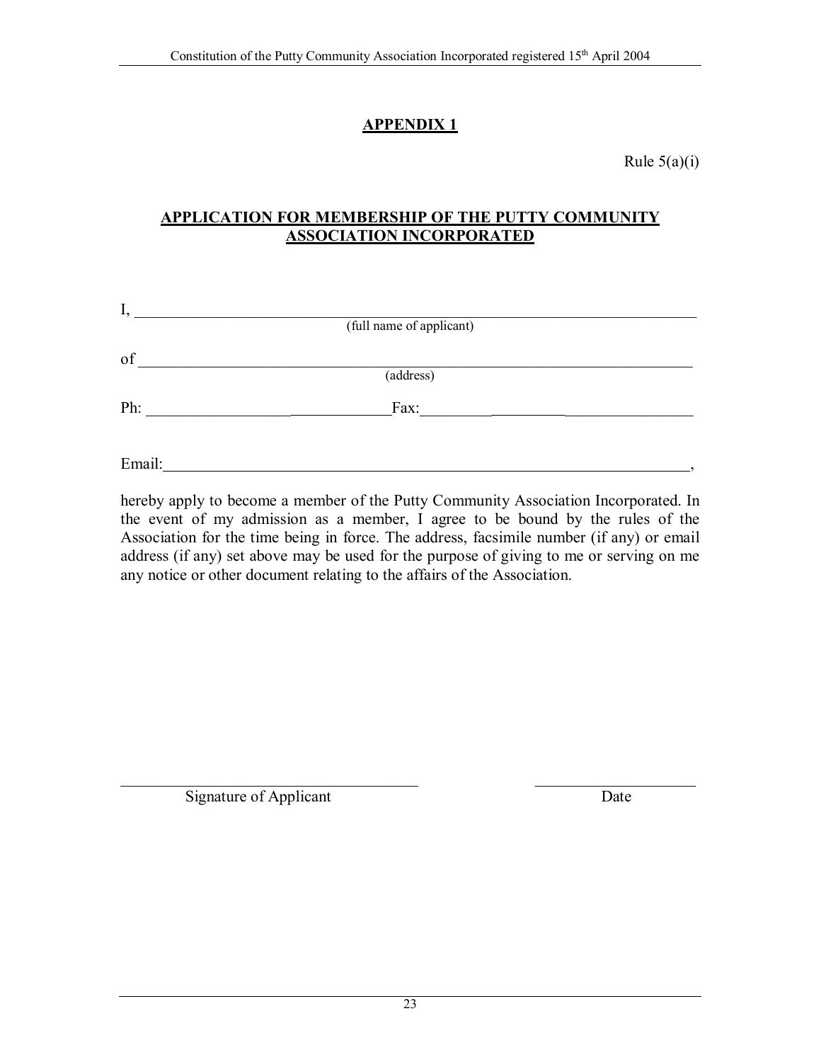## APPENDIX 1

Rule 5(a)(i)

## APPLICATION FOR MEMBERSHIP OF THE PUTTY COMMUNITY ASSOCIATION INCORPORATED

I, ______________________________________________________________________
(full name of applicant)

of ______________________________________________________________________
(address)

Ph: _______________________________Fax:_____________________________________

Email:______________________________________________________________________,

hereby apply to become a member of the Putty Community Association Incorporated. In the event of my admission as a member, I agree to be bound by the rules of the Association for the time being in force. The address, facsimile number (if any) or email address (if any) set above may be used for the purpose of giving to me or serving on me any notice or other document relating to the affairs of the Association.

_____________________________________ ____________________

Signature of Applicant Date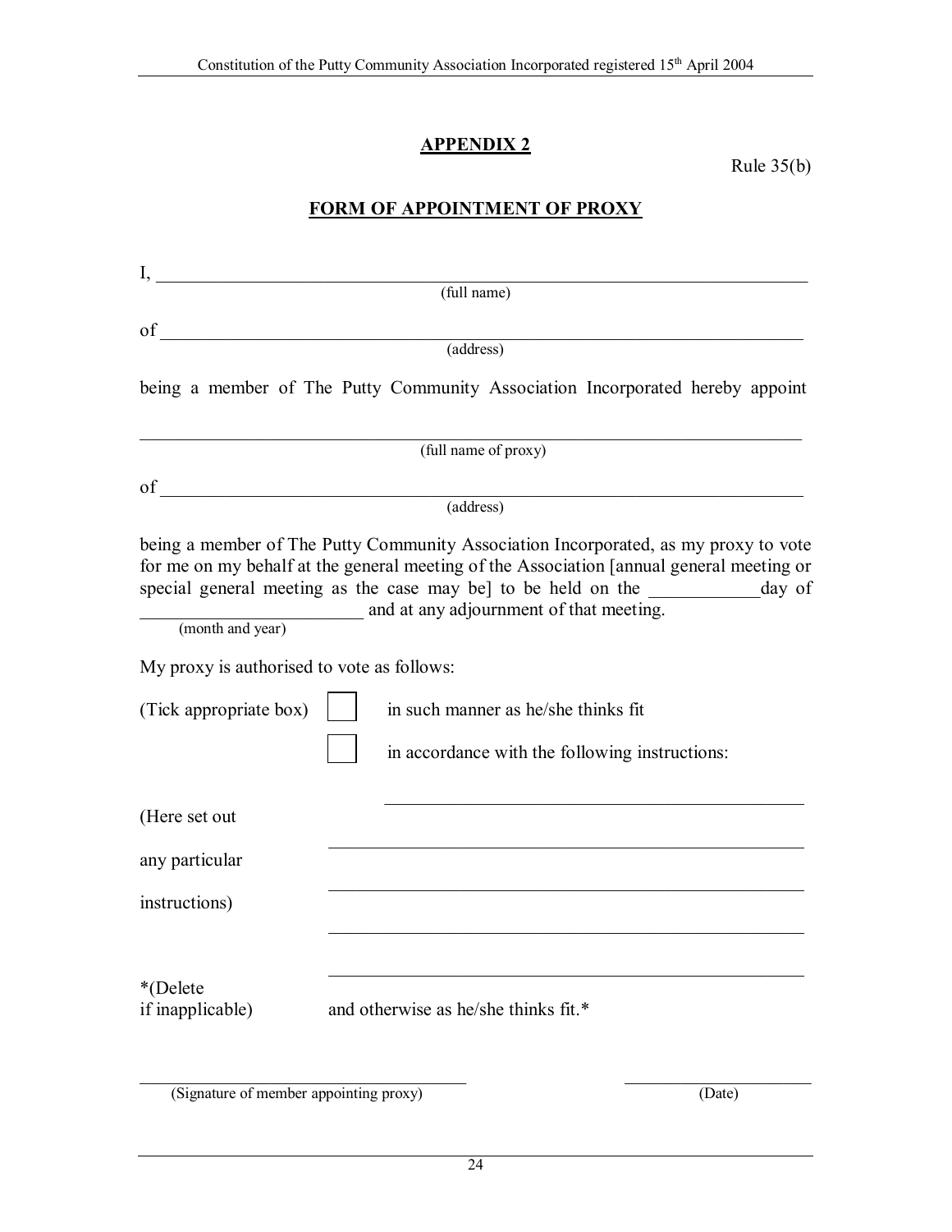## APPENDIX 2

Rule 35(b)

## FORM OF APPOINTMENT OF PROXY

I, ______________________________________________________________________
(full name)

of ______________________________________________________________________
(address)

being a member of The Putty Community Association Incorporated hereby appoint

______________________________________________________________________
(full name of proxy)

of ______________________________________________________________________
(address)

being a member of The Putty Community Association Incorporated, as my proxy to vote for me on my behalf at the general meeting of the Association [annual general meeting or special general meeting as the case may be] to be held on the ____________day of ________________________ and at any adjournment of that meeting.
(month and year)

My proxy is authorised to vote as follows:

(Tick appropriate box) ☐ in such manner as he/she thinks fit

☐ in accordance with the following instructions:

(Here set out any particular instructions)

______________________________________________

______________________________________________

______________________________________________

______________________________________________

______________________________________________

*(Delete if inapplicable) and otherwise as he/she thinks fit.*

____________________________________ ______________________
(Signature of member appointing proxy) (Date)